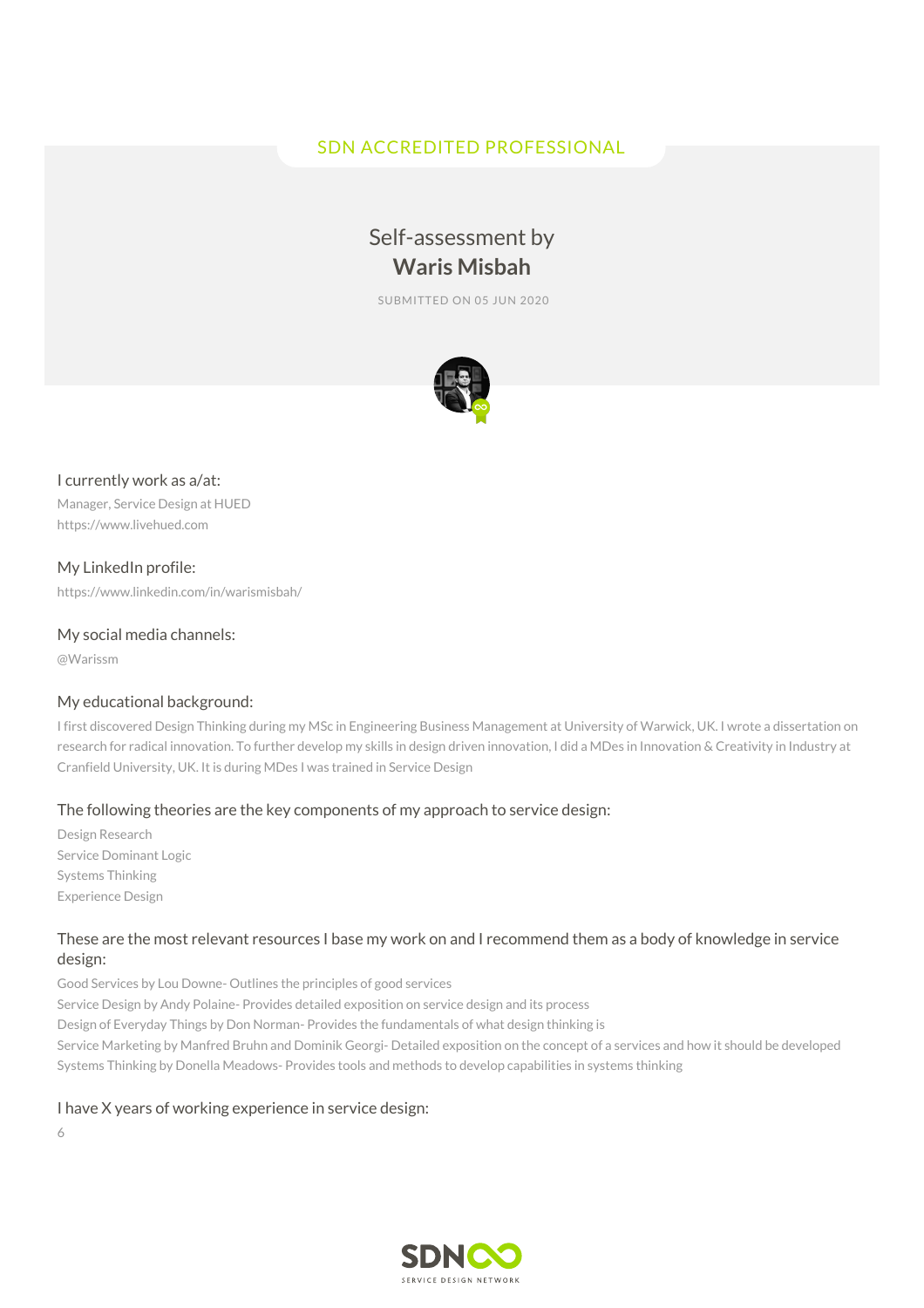SDN ACCREDITED PROFESSIONAL

# Self-assessment by **Waris Misbah**

SUBMITTED ON 05 JUN 2020

### I currently work as a/at:

Manager, Service Design at HUED
https://www.livehued.com

### My LinkedIn profile:

https://www.linkedin.com/in/warismisbah/

### My social media channels:

@Warissm

### My educational background:

I first discovered Design Thinking during my MSc in Engineering Business Management at University of Warwick, UK. I wrote a dissertation on research for radical innovation. To further develop my skills in design driven innovation, I did a MDes in Innovation & Creativity in Industry at Cranfield University, UK. It is during MDes I was trained in Service Design

### The following theories are the key components of my approach to service design:

Design Research
Service Dominant Logic
Systems Thinking
Experience Design

### These are the most relevant resources I base my work on and I recommend them as a body of knowledge in service design:

Good Services by Lou Downe- Outlines the principles of good services
Service Design by Andy Polaine- Provides detailed exposition on service design and its process
Design of Everyday Things by Don Norman- Provides the fundamentals of what design thinking is
Service Marketing by Manfred Bruhn and Dominik Georgi- Detailed exposition on the concept of a services and how it should be developed
Systems Thinking by Donella Meadows- Provides tools and methods to develop capabilities in systems thinking

### I have X years of working experience in service design:

6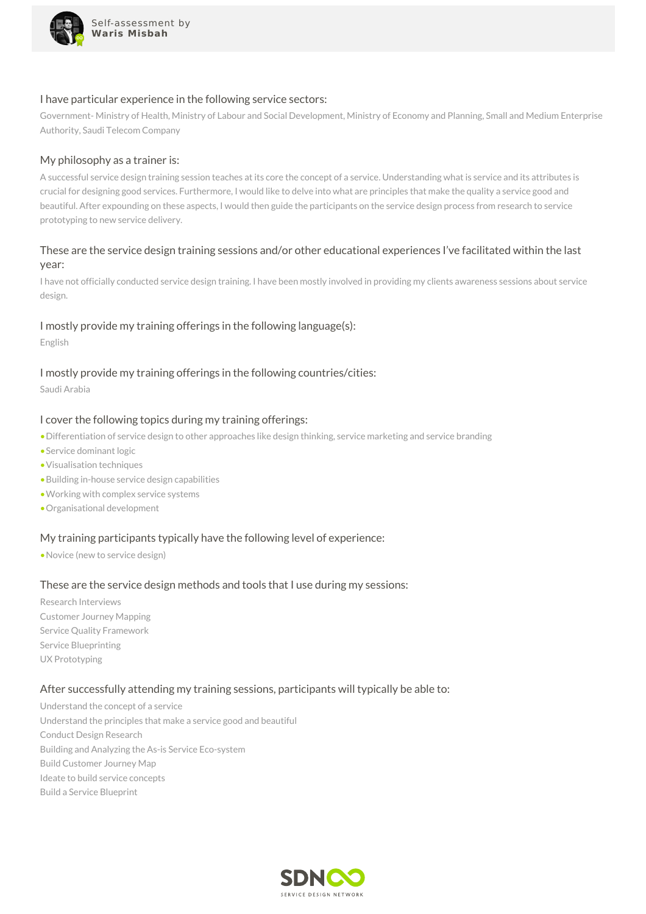Self-assessment by
**Waris Misbah**

### I have particular experience in the following service sectors:

Government- Ministry of Health, Ministry of Labour and Social Development, Ministry of Economy and Planning, Small and Medium Enterprise Authority, Saudi Telecom Company

### My philosophy as a trainer is:

A successful service design training session teaches at its core the concept of a service. Understanding what is service and its attributes is crucial for designing good services. Furthermore, I would like to delve into what are principles that make the quality a service good and beautiful. After expounding on these aspects, I would then guide the participants on the service design process from research to service prototyping to new service delivery.

### These are the service design training sessions and/or other educational experiences I've facilitated within the last year:

I have not officially conducted service design training. I have been mostly involved in providing my clients awareness sessions about service design.

### I mostly provide my training offerings in the following language(s):

English

### I mostly provide my training offerings in the following countries/cities:

Saudi Arabia

### I cover the following topics during my training offerings:

- Differentiation of service design to other approaches like design thinking, service marketing and service branding
- Service dominant logic
- Visualisation techniques
- Building in-house service design capabilities
- Working with complex service systems
- Organisational development

### My training participants typically have the following level of experience:

- Novice (new to service design)

### These are the service design methods and tools that I use during my sessions:

Research Interviews
Customer Journey Mapping
Service Quality Framework
Service Blueprinting
UX Prototyping

### After successfully attending my training sessions, participants will typically be able to:

Understand the concept of a service
Understand the principles that make a service good and beautiful
Conduct Design Research
Building and Analyzing the As-is Service Eco-system
Build Customer Journey Map
Ideate to build service concepts
Build a Service Blueprint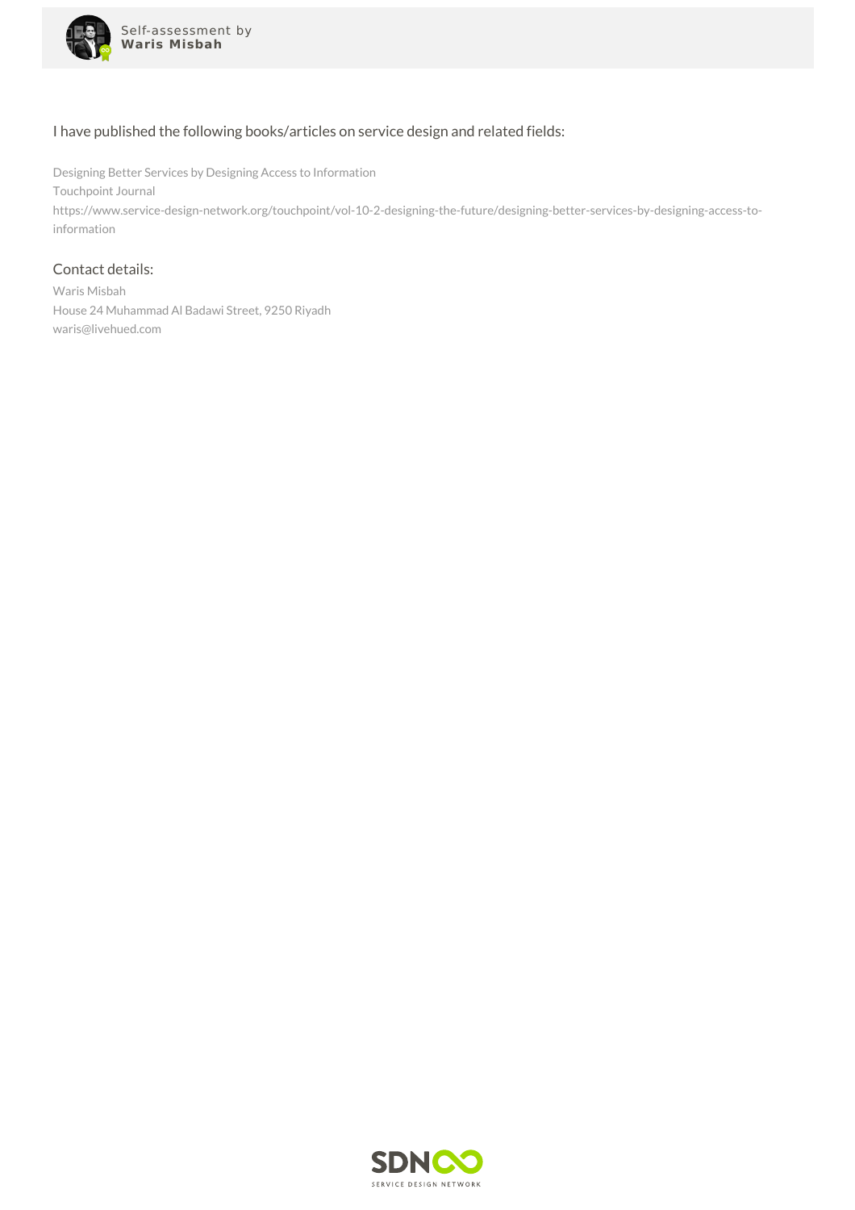## I have published the following books/articles on service design and related fields:

Designing Better Services by Designing Access to Information
Touchpoint Journal
https://www.service-design-network.org/touchpoint/vol-10-2-designing-the-future/designing-better-services-by-designing-access-to-information

## Contact details:

Waris Misbah
House 24 Muhammad Al Badawi Street, 9250 Riyadh
waris@livehued.com